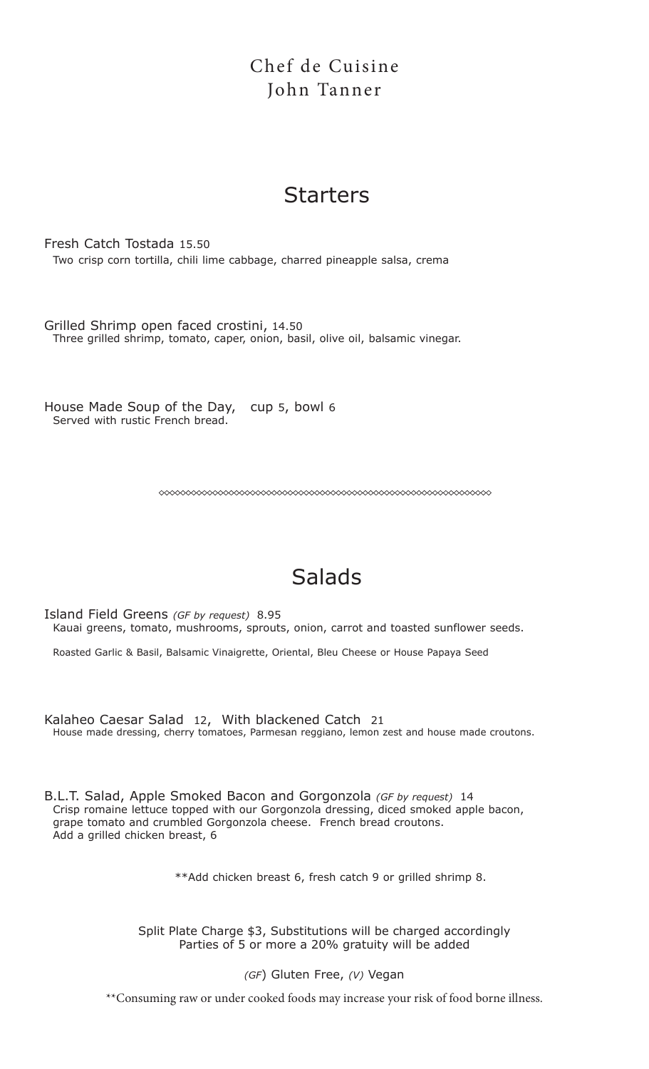Chef de Cuisine
John Tanner

# Starters

Fresh Catch Tostada 15.50
Two crisp corn tortilla, chili lime cabbage, charred pineapple salsa, crema

Grilled Shrimp open faced crostini, 14.50
Three grilled shrimp, tomato, caper, onion, basil, olive oil, balsamic vinegar.

House Made Soup of the Day, cup 5, bowl 6
Served with rustic French bread.

◇◇◇◇◇◇◇◇◇◇◇◇◇◇◇◇◇◇◇◇◇◇◇◇◇◇◇◇◇◇◇◇◇◇◇◇◇◇◇◇◇◇◇◇◇◇◇◇◇◇◇◇◇◇◇◇◇◇◇◇

# Salads

Island Field Greens *(GF by request)* 8.95
Kauai greens, tomato, mushrooms, sprouts, onion, carrot and toasted sunflower seeds.

Roasted Garlic & Basil, Balsamic Vinaigrette, Oriental, Bleu Cheese or House Papaya Seed

Kalaheo Caesar Salad 12, With blackened Catch 21
House made dressing, cherry tomatoes, Parmesan reggiano, lemon zest and house made croutons.

B.L.T. Salad, Apple Smoked Bacon and Gorgonzola *(GF by request)* 14
Crisp romaine lettuce topped with our Gorgonzola dressing, diced smoked apple bacon, grape tomato and crumbled Gorgonzola cheese. French bread croutons.
Add a grilled chicken breast, 6

**Add chicken breast 6, fresh catch 9 or grilled shrimp 8.

Split Plate Charge $3, Substitutions will be charged accordingly
Parties of 5 or more a 20% gratuity will be added

*(GF)* Gluten Free, *(V)* Vegan

**Consuming raw or under cooked foods may increase your risk of food borne illness.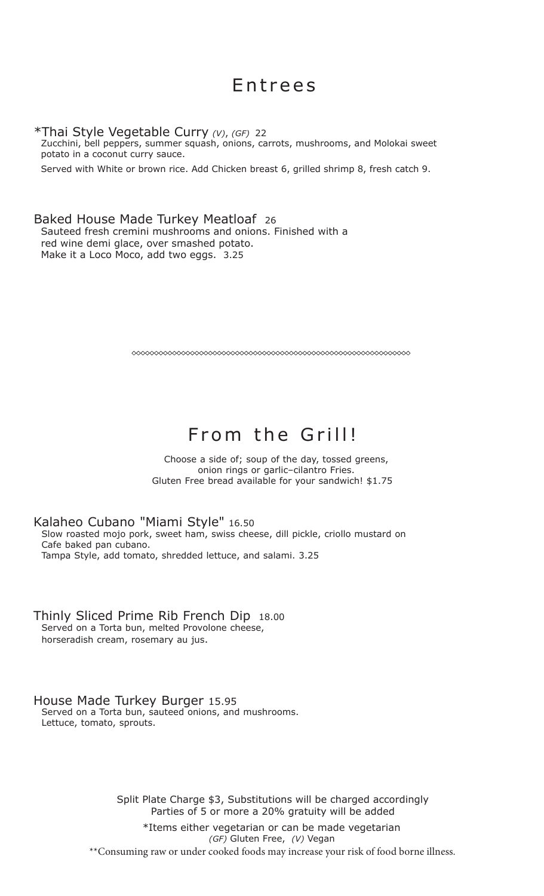# Entrees

### *Thai Style Vegetable Curry *(V)*, *(GF)* 22

Zucchini, bell peppers, summer squash, onions, carrots, mushrooms, and Molokai sweet potato in a coconut curry sauce.

Served with White or brown rice. Add Chicken breast 6, grilled shrimp 8, fresh catch 9.

### Baked House Made Turkey Meatloaf 26

Sauteed fresh cremini mushrooms and onions. Finished with a red wine demi glace, over smashed potato.
Make it a Loco Moco, add two eggs. 3.25

---

# From the Grill!

Choose a side of; soup of the day, tossed greens, onion rings or garlic–cilantro Fries.
Gluten Free bread available for your sandwich! $1.75

### Kalaheo Cubano "Miami Style" 16.50

Slow roasted mojo pork, sweet ham, swiss cheese, dill pickle, criollo mustard on Cafe baked pan cubano.
Tampa Style, add tomato, shredded lettuce, and salami. 3.25

### Thinly Sliced Prime Rib French Dip 18.00

Served on a Torta bun, melted Provolone cheese, horseradish cream, rosemary au jus.

### House Made Turkey Burger 15.95

Served on a Torta bun, sauteed onions, and mushrooms.
Lettuce, tomato, sprouts.

Split Plate Charge $3, Substitutions will be charged accordingly
Parties of 5 or more a 20% gratuity will be added

*Items either vegetarian or can be made vegetarian
*(GF)* Gluten Free, *(V)* Vegan

**Consuming raw or under cooked foods may increase your risk of food borne illness.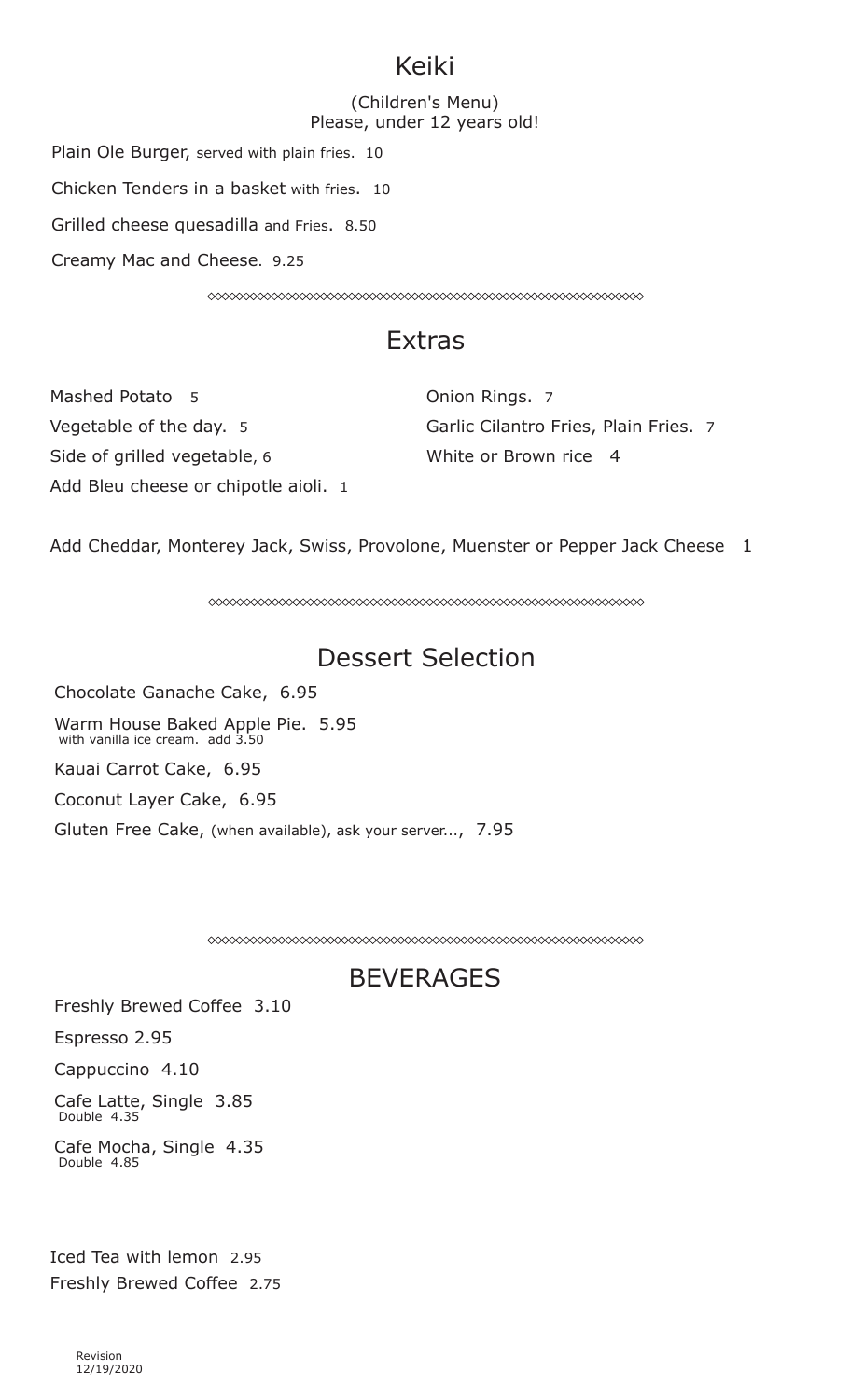# Keiki

(Children's Menu)
Please, under 12 years old!

Plain Ole Burger, served with plain fries. 10

Chicken Tenders in a basket with fries. 10

Grilled cheese quesadilla and Fries. 8.50

Creamy Mac and Cheese. 9.25

◇◇◇◇◇◇◇◇◇◇◇◇◇◇◇◇◇◇◇◇◇◇◇◇◇◇◇◇◇◇◇◇◇◇◇◇◇◇◇◇◇◇◇◇◇◇◇◇◇◇◇◇◇◇◇◇◇◇◇◇

# Extras

Mashed Potato 5

Vegetable of the day. 5

Side of grilled vegetable, 6

Add Bleu cheese or chipotle aioli. 1

Onion Rings. 7

Garlic Cilantro Fries, Plain Fries. 7

White or Brown rice 4

Add Cheddar, Monterey Jack, Swiss, Provolone, Muenster or Pepper Jack Cheese 1

◇◇◇◇◇◇◇◇◇◇◇◇◇◇◇◇◇◇◇◇◇◇◇◇◇◇◇◇◇◇◇◇◇◇◇◇◇◇◇◇◇◇◇◇◇◇◇◇◇◇◇◇◇◇◇◇◇◇◇◇

# Dessert Selection

Chocolate Ganache Cake, 6.95

Warm House Baked Apple Pie. 5.95
with vanilla ice cream. add 3.50

Kauai Carrot Cake, 6.95

Coconut Layer Cake, 6.95

Gluten Free Cake, (when available), ask your server..., 7.95

◇◇◇◇◇◇◇◇◇◇◇◇◇◇◇◇◇◇◇◇◇◇◇◇◇◇◇◇◇◇◇◇◇◇◇◇◇◇◇◇◇◇◇◇◇◇◇◇◇◇◇◇◇◇◇◇◇◇◇◇

# BEVERAGES

Freshly Brewed Coffee 3.10

Espresso 2.95

Cappuccino 4.10

Cafe Latte, Single 3.85
Double 4.35

Cafe Mocha, Single 4.35
Double 4.85

Iced Tea with lemon 2.95

Freshly Brewed Coffee 2.75

Revision
12/19/2020